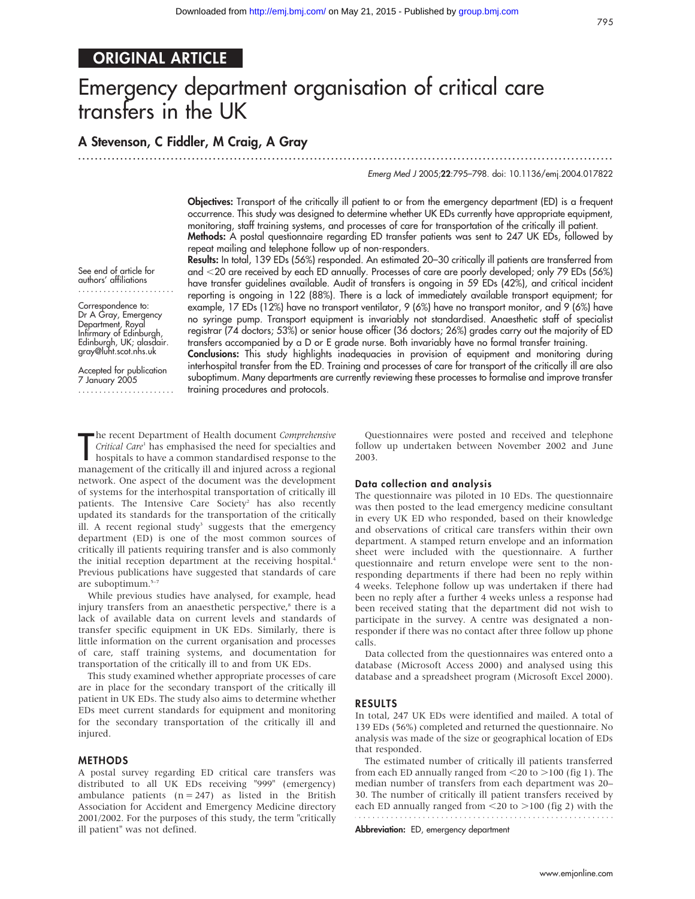ORIGINAL ARTICLE

# Emergency department organisation of critical care transfers in the UK

**A Stevenson, C Fiddler, M Craig, A Gray**

Emerg Med J 2005;**22**:795–798. doi: 10.1136/emj.2004.017822

See end of article for authors' affiliations

Correspondence to: Dr A Gray, Emergency Department, Royal Infirmary of Edinburgh, Edinburgh, UK; alasdair.gray@luht.scot.nhs.uk

Accepted for publication 7 January 2005

**Objectives:** Transport of the critically ill patient to or from the emergency department (ED) is a frequent occurrence. This study was designed to determine whether UK EDs currently have appropriate equipment, monitoring, staff training systems, and processes of care for transportation of the critically ill patient.

**Methods:** A postal questionnaire regarding ED transfer patients was sent to 247 UK EDs, followed by repeat mailing and telephone follow up of non-responders.

**Results:** In total, 139 EDs (56%) responded. An estimated 20–30 critically ill patients are transferred from and <20 are received by each ED annually. Processes of care are poorly developed; only 79 EDs (56%) have transfer guidelines available. Audit of transfers is ongoing in 59 EDs (42%), and critical incident reporting is ongoing in 122 (88%). There is a lack of immediately available transport equipment; for example, 17 EDs (12%) have no transport ventilator, 9 (6%) have no transport monitor, and 9 (6%) have no syringe pump. Transport equipment is invariably not standardised. Anaesthetic staff of specialist registrar (74 doctors; 53%) or senior house officer (36 doctors; 26%) grades carry out the majority of ED transfers accompanied by a D or E grade nurse. Both invariably have no formal transfer training.

**Conclusions:** This study highlights inadequacies in provision of equipment and monitoring during interhospital transfer from the ED. Training and processes of care for transport of the critically ill are also suboptimum. Many departments are currently reviewing these processes to formalise and improve transfer training procedures and protocols.

The recent Department of Health document *Comprehensive Critical Care*[1] has emphasised the need for specialties and hospitals to have a common standardised response to the management of the critically ill and injured across a regional network. One aspect of the document was the development of systems for the interhospital transportation of critically ill patients. The Intensive Care Society[2] has also recently updated its standards for the transportation of the critically ill. A recent regional study[3] suggests that the emergency department (ED) is one of the most common sources of critically ill patients requiring transfer and is also commonly the initial reception department at the receiving hospital.[4] Previous publications have suggested that standards of care are suboptimum.[5–7]

While previous studies have analysed, for example, head injury transfers from an anaesthetic perspective,[8] there is a lack of available data on current levels and standards of transfer specific equipment in UK EDs. Similarly, there is little information on the current organisation and processes of care, staff training systems, and documentation for transportation of the critically ill to and from UK EDs.

This study examined whether appropriate processes of care are in place for the secondary transport of the critically ill patient in UK EDs. The study also aims to determine whether EDs meet current standards for equipment and monitoring for the secondary transportation of the critically ill and injured.

## METHODS

A postal survey regarding ED critical care transfers was distributed to all UK EDs receiving "999" (emergency) ambulance patients (n = 247) as listed in the British Association for Accident and Emergency Medicine directory 2001/2002. For the purposes of this study, the term "critically ill patient" was not defined.

Questionnaires were posted and received and telephone follow up undertaken between November 2002 and June 2003.

### Data collection and analysis

The questionnaire was piloted in 10 EDs. The questionnaire was then posted to the lead emergency medicine consultant in every UK ED who responded, based on their knowledge and observations of critical care transfers within their own department. A stamped return envelope and an information sheet were included with the questionnaire. A further questionnaire and return envelope were sent to the non-responding departments if there had been no reply within 4 weeks. Telephone follow up was undertaken if there had been no reply after a further 4 weeks unless a response had been received stating that the department did not wish to participate in the survey. A centre was designated a non-responder if there was no contact after three follow up phone calls.

Data collected from the questionnaires was entered onto a database (Microsoft Access 2000) and analysed using this database and a spreadsheet program (Microsoft Excel 2000).

## RESULTS

In total, 247 UK EDs were identified and mailed. A total of 139 EDs (56%) completed and returned the questionnaire. No analysis was made of the size or geographical location of EDs that responded.

The estimated number of critically ill patients transferred from each ED annually ranged from <20 to >100 (fig 1). The median number of transfers from each department was 20–30. The number of critically ill patient transfers received by each ED annually ranged from <20 to >100 (fig 2) with the

**Abbreviation:** ED, emergency department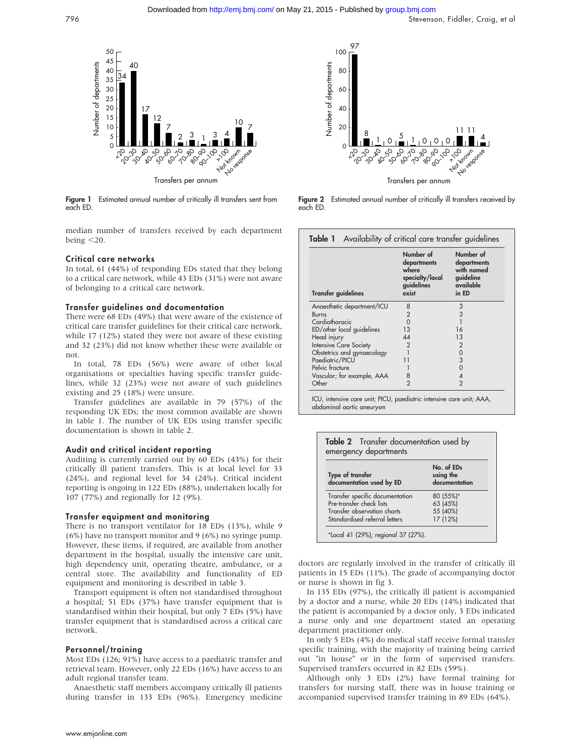Figure 1 Estimated annual number of critically ill transfers sent from each ED.

Figure 2 Estimated annual number of critically ill transfers received by each ED.

median number of transfers received by each department being <20.

### Critical care networks

In total, 61 (44%) of responding EDs stated that they belong to a critical care network, while 43 EDs (31%) were not aware of belonging to a critical care network.

### Transfer guidelines and documentation

There were 68 EDs (49%) that were aware of the existence of critical care transfer guidelines for their critical care network, while 17 (12%) stated they were not aware of these existing and 32 (23%) did not know whether these were available or not.

In total, 78 EDs (56%) were aware of other local organisations or specialties having specific transfer guidelines, while 32 (23%) were not aware of such guidelines existing and 25 (18%) were unsure.

Transfer guidelines are available in 79 (57%) of the responding UK EDs; the most common available are shown in table 1. The number of UK EDs using transfer specific documentation is shown in table 2.

### Audit and critical incident reporting

Auditing is currently carried out by 60 EDs (43%) for their critically ill patient transfers. This is at local level for 33 (24%), and regional level for 34 (24%). Critical incident reporting is ongoing in 122 EDs (88%), undertaken locally for 107 (77%) and regionally for 12 (9%).

### Transfer equipment and monitoring

There is no transport ventilator for 18 EDs (13%), while 9 (6%) have no transport monitor and 9 (6%) no syringe pump. However, these items, if required, are available from another department in the hospital, usually the intensive care unit, high dependency unit, operating theatre, ambulance, or a central store. The availability and functionality of ED equipment and monitoring is described in table 3.

Transport equipment is often not standardised throughout a hospital; 51 EDs (37%) have transfer equipment that is standardised within their hospital, but only 7 EDs (5%) have transfer equipment that is standardised across a critical care network.

### Personnel/training

Most EDs (126; 91%) have access to a paediatric transfer and retrieval team. However, only 22 EDs (16%) have access to an adult regional transfer team.

Anaesthetic staff members accompany critically ill patients during transfer in 133 EDs (96%). Emergency medicine doctors are regularly involved in the transfer of critically ill patients in 15 EDs (11%). The grade of accompanying doctor or nurse is shown in fig 3.

In 135 EDs (97%), the critically ill patient is accompanied by a doctor and a nurse, while 20 EDs (14%) indicated that the patient is accompanied by a doctor only, 3 EDs indicated a nurse only and one department stated an operating department practitioner only.

In only 5 EDs (4%) do medical staff receive formal transfer specific training, with the majority of training being carried out "in house" or in the form of supervised transfers. Supervised transfers occurred in 82 EDs (59%).

Although only 3 EDs (2%) have formal training for transfers for nursing staff, there was in house training or accompanied supervised transfer training in 89 EDs (64%).

**Table 1** Availability of critical care transfer guidelines

| Transfer guidelines | Number of departments where specialty/local guidelines exist | Number of departments with named guideline available in ED |
|---|---|---|
| Anaesthetic department/ICU | 8 | 3 |
| Burns | 2 | 3 |
| Cardiothoracic | 0 | 1 |
| ED/other local guidelines | 13 | 16 |
| Head injury | 44 | 13 |
| Intensive Care Society | 2 | 2 |
| Obstetrics and gynaecology | 1 | 0 |
| Paediatric/PICU | 11 | 3 |
| Pelvic fracture | 1 | 0 |
| Vascular; for example, AAA | 8 | 4 |
| Other | 2 | 2 |

ICU, intensive care unit; PICU, paediatric intensive care unit; AAA, abdominal aortic aneurysm

**Table 2** Transfer documentation used by emergency departments

| Type of transfer documentation used by ED | No. of EDs using the documentation |
|---|---|
| Transfer specific documentation | 80 (55%)* |
| Pre-transfer check lists | 63 (45%) |
| Transfer observation charts | 55 (40%) |
| Standardised referral letters | 17 (12%) |

*Local 41 (29%); regional 37 (27%).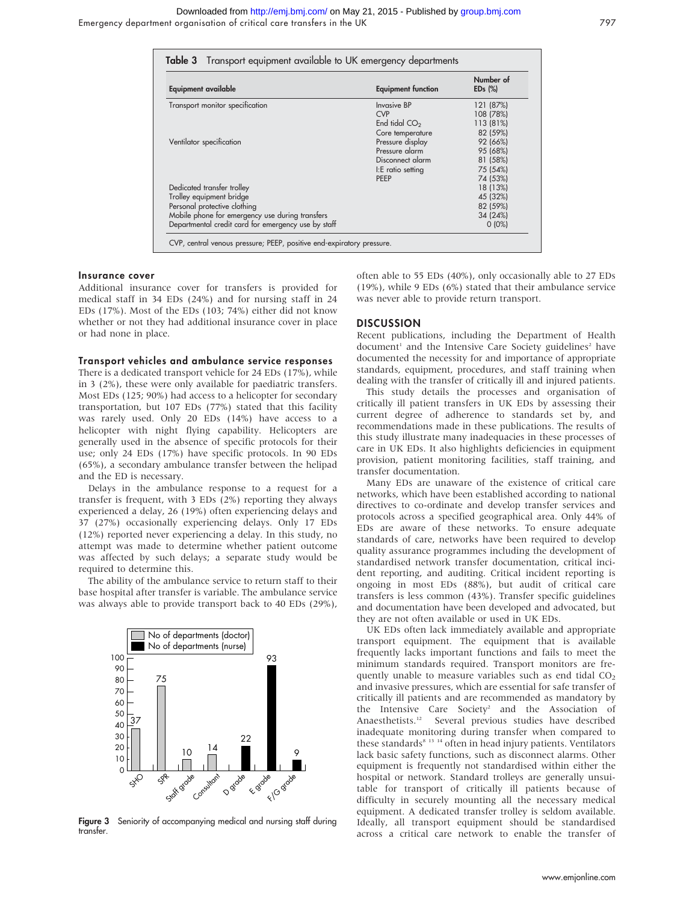**Table 3** Transport equipment available to UK emergency departments

| Equipment available | Equipment function | Number of EDs (%) |
|---|---|---|
| Transport monitor specification | Invasive BP | 121 (87%) |
| | CVP | 108 (78%) |
| | End tidal $CO_2$ | 113 (81%) |
| | Core temperature | 82 (59%) |
| Ventilator specification | Pressure display | 92 (66%) |
| | Pressure alarm | 95 (68%) |
| | Disconnect alarm | 81 (58%) |
| | I:E ratio setting | 75 (54%) |
| | PEEP | 74 (53%) |
| Dedicated transfer trolley | | 18 (13%) |
| Trolley equipment bridge | | 45 (32%) |
| Personal protective clothing | | 82 (59%) |
| Mobile phone for emergency use during transfers | | 34 (24%) |
| Departmental credit card for emergency use by staff | | 0 (0%) |

CVP, central venous pressure; PEEP, positive end-expiratory pressure.

### Insurance cover

Additional insurance cover for transfers is provided for medical staff in 34 EDs (24%) and for nursing staff in 24 EDs (17%). Most of the EDs (103; 74%) either did not know whether or not they had additional insurance cover in place or had none in place.

### Transport vehicles and ambulance service responses

There is a dedicated transport vehicle for 24 EDs (17%), while in 3 (2%), these were only available for paediatric transfers. Most EDs (125; 90%) had access to a helicopter for secondary transportation, but 107 EDs (77%) stated that this facility was rarely used. Only 20 EDs (14%) have access to a helicopter with night flying capability. Helicopters are generally used in the absence of specific protocols for their use; only 24 EDs (17%) have specific protocols. In 90 EDs (65%), a secondary ambulance transfer between the helipad and the ED is necessary.

Delays in the ambulance response to a request for a transfer is frequent, with 3 EDs (2%) reporting they always experienced a delay, 26 (19%) often experiencing delays and 37 (27%) occasionally experiencing delays. Only 17 EDs (12%) reported never experiencing a delay. In this study, no attempt was made to determine whether patient outcome was affected by such delays; a separate study would be required to determine this.

The ability of the ambulance service to return staff to their base hospital after transfer is variable. The ambulance service was always able to provide transport back to 40 EDs (29%), often able to 55 EDs (40%), only occasionally able to 27 EDs (19%), while 9 EDs (6%) stated that their ambulance service was never able to provide return transport.

| | No of departments (doctor) | No of departments (nurse) |
|---|---|---|
| SHO | 37 | |
| SPR | 75 | |
| Staff grade | 10 | |
| Consultant | 14 | |
| D grade | | 22 |
| E grade | | 93 |
| F/G grade | | 9 |

**Figure 3** Seniority of accompanying medical and nursing staff during transfer.

## DISCUSSION

Recent publications, including the Department of Health document[1] and the Intensive Care Society guidelines[2] have documented the necessity for and importance of appropriate standards, equipment, procedures, and staff training when dealing with the transfer of critically ill and injured patients.

This study details the processes and organisation of critically ill patient transfers in UK EDs by assessing their current degree of adherence to standards set by, and recommendations made in these publications. The results of this study illustrate many inadequacies in these processes of care in UK EDs. It also highlights deficiencies in equipment provision, patient monitoring facilities, staff training, and transfer documentation.

Many EDs are unaware of the existence of critical care networks, which have been established according to national directives to co-ordinate and develop transfer services and protocols across a specified geographical area. Only 44% of EDs are aware of these networks. To ensure adequate standards of care, networks have been required to develop quality assurance programmes including the development of standardised network transfer documentation, critical incident reporting, and auditing. Critical incident reporting is ongoing in most EDs (88%), but audit of critical care transfers is less common (43%). Transfer specific guidelines and documentation have been developed and advocated, but they are not often available or used in UK EDs.

UK EDs often lack immediately available and appropriate transport equipment. The equipment that is available frequently lacks important functions and fails to meet the minimum standards required. Transport monitors are frequently unable to measure variables such as end tidal $CO_2$ and invasive pressures, which are essential for safe transfer of critically ill patients and are recommended as mandatory by the Intensive Care Society[2] and the Association of Anaesthetists.[12] Several previous studies have described inadequate monitoring during transfer when compared to these standards[8 13 14] often in head injury patients. Ventilators lack basic safety functions, such as disconnect alarms. Other equipment is frequently not standardised within either the hospital or network. Standard trolleys are generally unsuitable for transport of critically ill patients because of difficulty in securely mounting all the necessary medical equipment. A dedicated transfer trolley is seldom available. Ideally, all transport equipment should be standardised across a critical care network to enable the transfer of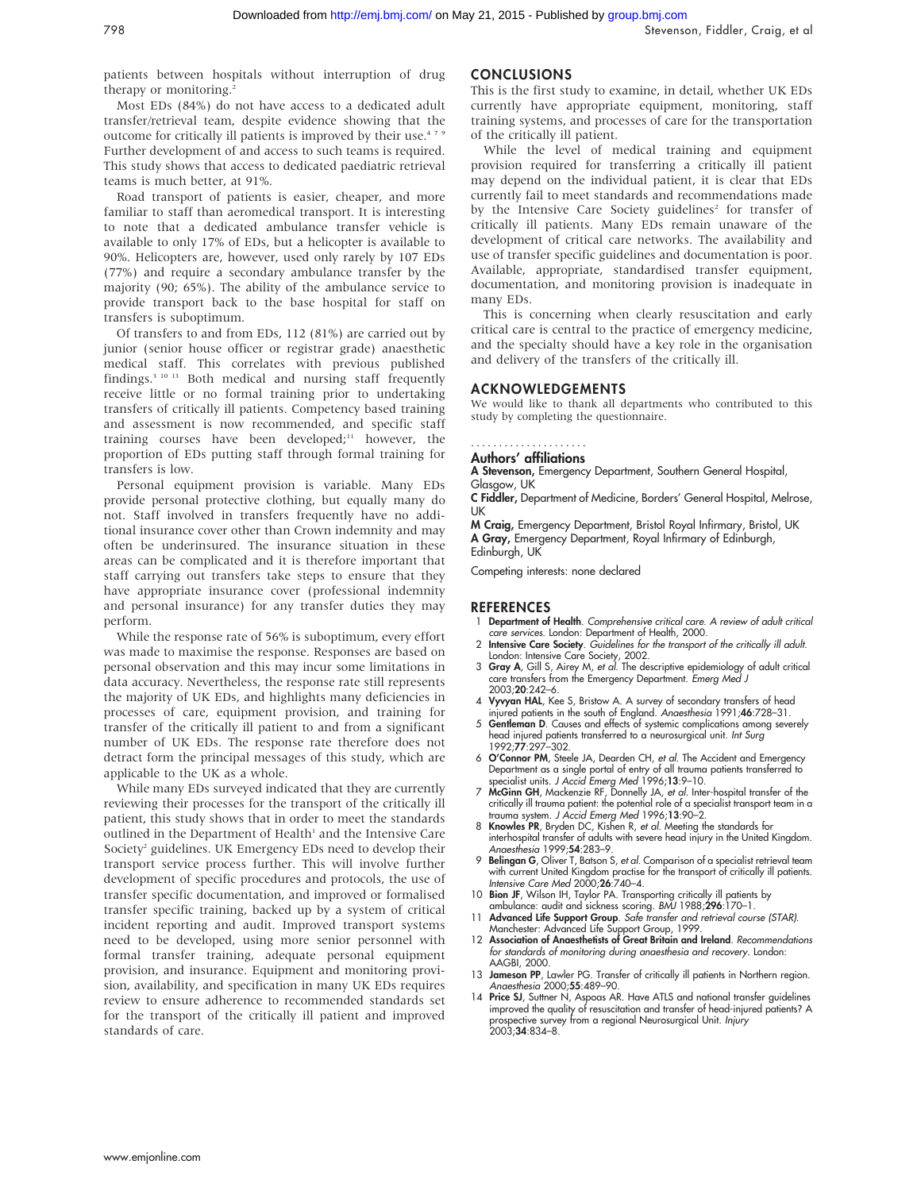patients between hospitals without interruption of drug therapy or monitoring.[2]

Most EDs (84%) do not have access to a dedicated adult transfer/retrieval team, despite evidence showing that the outcome for critically ill patients is improved by their use.[4 7 9] Further development of and access to such teams is required. This study shows that access to dedicated paediatric retrieval teams is much better, at 91%.

Road transport of patients is easier, cheaper, and more familiar to staff than aeromedical transport. It is interesting to note that a dedicated ambulance transfer vehicle is available to only 17% of EDs, but a helicopter is available to 90%. Helicopters are, however, used only rarely by 107 EDs (77%) and require a secondary ambulance transfer by the majority (90; 65%). The ability of the ambulance service to provide transport back to the base hospital for staff on transfers is suboptimum.

Of transfers to and from EDs, 112 (81%) are carried out by junior (senior house officer or registrar grade) anaesthetic medical staff. This correlates with previous published findings.[3 10 13] Both medical and nursing staff frequently receive little or no formal training prior to undertaking transfers of critically ill patients. Competency based training and assessment is now recommended, and specific staff training courses have been developed;[11] however, the proportion of EDs putting staff through formal training for transfers is low.

Personal equipment provision is variable. Many EDs provide personal protective clothing, but equally many do not. Staff involved in transfers frequently have no additional insurance cover other than Crown indemnity and may often be underinsured. The insurance situation in these areas can be complicated and it is therefore important that staff carrying out transfers take steps to ensure that they have appropriate insurance cover (professional indemnity and personal insurance) for any transfer duties they may perform.

While the response rate of 56% is suboptimum, every effort was made to maximise the response. Responses are based on personal observation and this may incur some limitations in data accuracy. Nevertheless, the response rate still represents the majority of UK EDs, and highlights many deficiencies in processes of care, equipment provision, and training for transfer of the critically ill patient to and from a significant number of UK EDs. The response rate therefore does not detract form the principal messages of this study, which are applicable to the UK as a whole.

While many EDs surveyed indicated that they are currently reviewing their processes for the transport of the critically ill patient, this study shows that in order to meet the standards outlined in the Department of Health[1] and the Intensive Care Society[2] guidelines. UK Emergency EDs need to develop their transport service process further. This will involve further development of specific procedures and protocols, the use of transfer specific documentation, and improved or formalised transfer specific training, backed up by a system of critical incident reporting and audit. Improved transport systems need to be developed, using more senior personnel with formal transfer training, adequate personal equipment provision, and insurance. Equipment and monitoring provision, availability, and specification in many UK EDs requires review to ensure adherence to recommended standards set for the transport of the critically ill patient and improved standards of care.

## CONCLUSIONS

This is the first study to examine, in detail, whether UK EDs currently have appropriate equipment, monitoring, staff training systems, and processes of care for the transportation of the critically ill patient.

While the level of medical training and equipment provision required for transferring a critically ill patient may depend on the individual patient, it is clear that EDs currently fail to meet standards and recommendations made by the Intensive Care Society guidelines[2] for transfer of critically ill patients. Many EDs remain unaware of the development of critical care networks. The availability and use of transfer specific guidelines and documentation is poor. Available, appropriate, standardised transfer equipment, documentation, and monitoring provision is inadequate in many EDs.

This is concerning when clearly resuscitation and early critical care is central to the practice of emergency medicine, and the specialty should have a key role in the organisation and delivery of the transfers of the critically ill.

## ACKNOWLEDGEMENTS

We would like to thank all departments who contributed to this study by completing the questionnaire.

### Authors' affiliations

**A Stevenson,** Emergency Department, Southern General Hospital, Glasgow, UK

**C Fiddler,** Department of Medicine, Borders' General Hospital, Melrose, UK

**M Craig,** Emergency Department, Bristol Royal Infirmary, Bristol, UK

**A Gray,** Emergency Department, Royal Infirmary of Edinburgh, Edinburgh, UK

Competing interests: none declared

## REFERENCES

1. **Department of Health**. *Comprehensive critical care. A review of adult critical care services.* London: Department of Health, 2000.
2. **Intensive Care Society**. *Guidelines for the transport of the critically ill adult.* London: Intensive Care Society, 2002.
3. **Gray A**, Gill S, Airey M, *et al*. The descriptive epidemiology of adult critical care transfers from the Emergency Department. *Emerg Med J* 2003;**20**:242–6.
4. **Vyvyan HAL**, Kee S, Bristow A. A survey of secondary transfers of head injured patients in the south of England. *Anaesthesia* 1991;**46**:728–31.
5. **Gentleman D**. Causes and effects of systemic complications among severely head injured patients transferred to a neurosurgical unit. *Int Surg* 1992;**77**:297–302.
6. **O'Connor PM**, Steele JA, Dearden CH, *et al*. The Accident and Emergency Department as a single portal of entry of all trauma patients transferred to specialist units. *J Accid Emerg Med* 1996;**13**:9–10.
7. **McGinn GH**, Mackenzie RF, Donnelly JA, *et al*. Inter-hospital transfer of the critically ill trauma patient: the potential role of a specialist transport team in a trauma system. *J Accid Emerg Med* 1996;**13**:90–2.
8. **Knowles PR**, Bryden DC, Kishen R, *et al*. Meeting the standards for interhospital transfer of adults with severe head injury in the United Kingdom. *Anaesthesia* 1999;**54**:283–9.
9. **Belingan G**, Oliver T, Batson S, *et al*. Comparison of a specialist retrieval team with current United Kingdom practise for the transport of critically ill patients. *Intensive Care Med* 2000;**26**:740–4.
10. **Bion JF**, Wilson IH, Taylor PA. Transporting critically ill patients by ambulance: audit and sickness scoring. *BMJ* 1988;**296**:170–1.
11. **Advanced Life Support Group**. *Safe transfer and retrieval course (STAR).* Manchester: Advanced Life Support Group, 1999.
12. **Association of Anaesthetists of Great Britain and Ireland**. *Recommendations for standards of monitoring during anaesthesia and recovery.* London: AAGBI, 2000.
13. **Jameson PP**, Lawler PG. Transfer of critically ill patients in Northern region. *Anaesthesia* 2000;**55**:489–90.
14. **Price SJ**, Suttner N, Aspoas AR. Have ATLS and national transfer guidelines improved the quality of resuscitation and transfer of head-injured patients? A prospective survey from a regional Neurosurgical Unit. *Injury* 2003;**34**:834–8.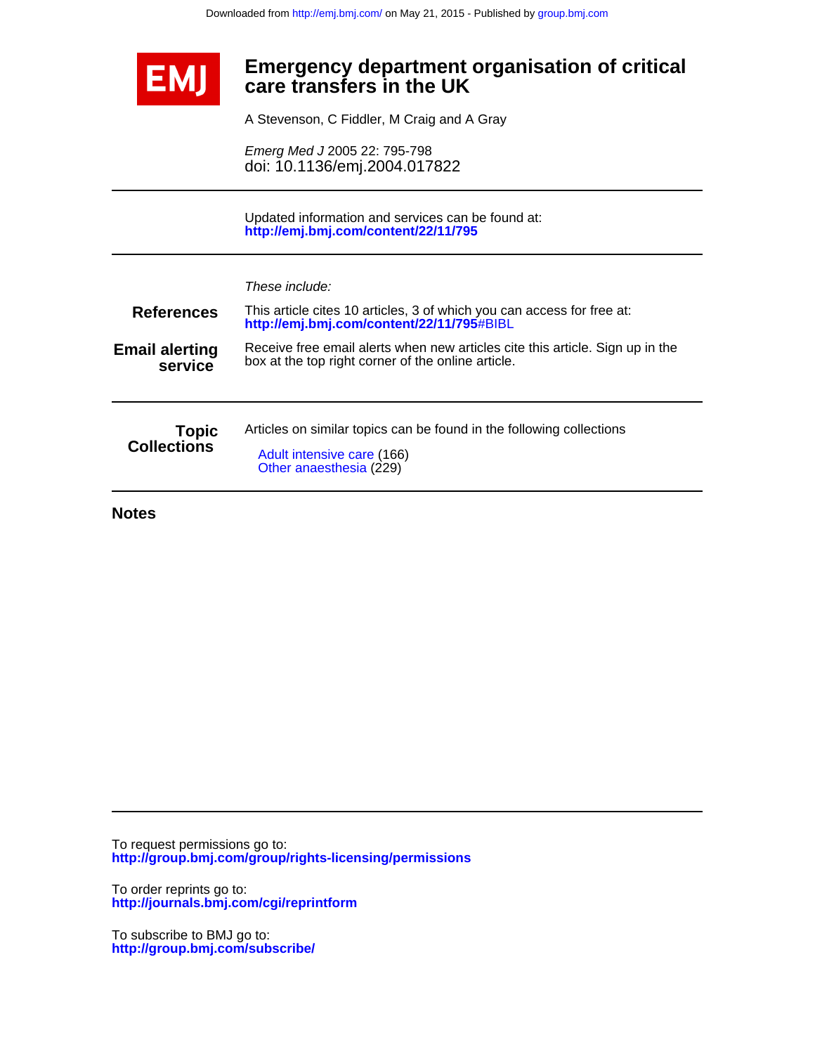Downloaded from http://emj.bmj.com/ on May 21, 2015 - Published by group.bmj.com

# Emergency department organisation of critical care transfers in the UK

A Stevenson, C Fiddler, M Craig and A Gray

*Emerg Med J* 2005 22: 795-798
doi: 10.1136/emj.2004.017822

Updated information and services can be found at:
**http://emj.bmj.com/content/22/11/795**

*These include:*

**References**

This article cites 10 articles, 3 of which you can access for free at:
**http://emj.bmj.com/content/22/11/795**#BIBL

**Email alerting service**

Receive free email alerts when new articles cite this article. Sign up in the box at the top right corner of the online article.

**Topic Collections**

Articles on similar topics can be found in the following collections

- Adult intensive care (166)
- Other anaesthesia (229)

## Notes

To request permissions go to:
**http://group.bmj.com/group/rights-licensing/permissions**

To order reprints go to:
**http://journals.bmj.com/cgi/reprintform**

To subscribe to BMJ go to:
**http://group.bmj.com/subscribe/**